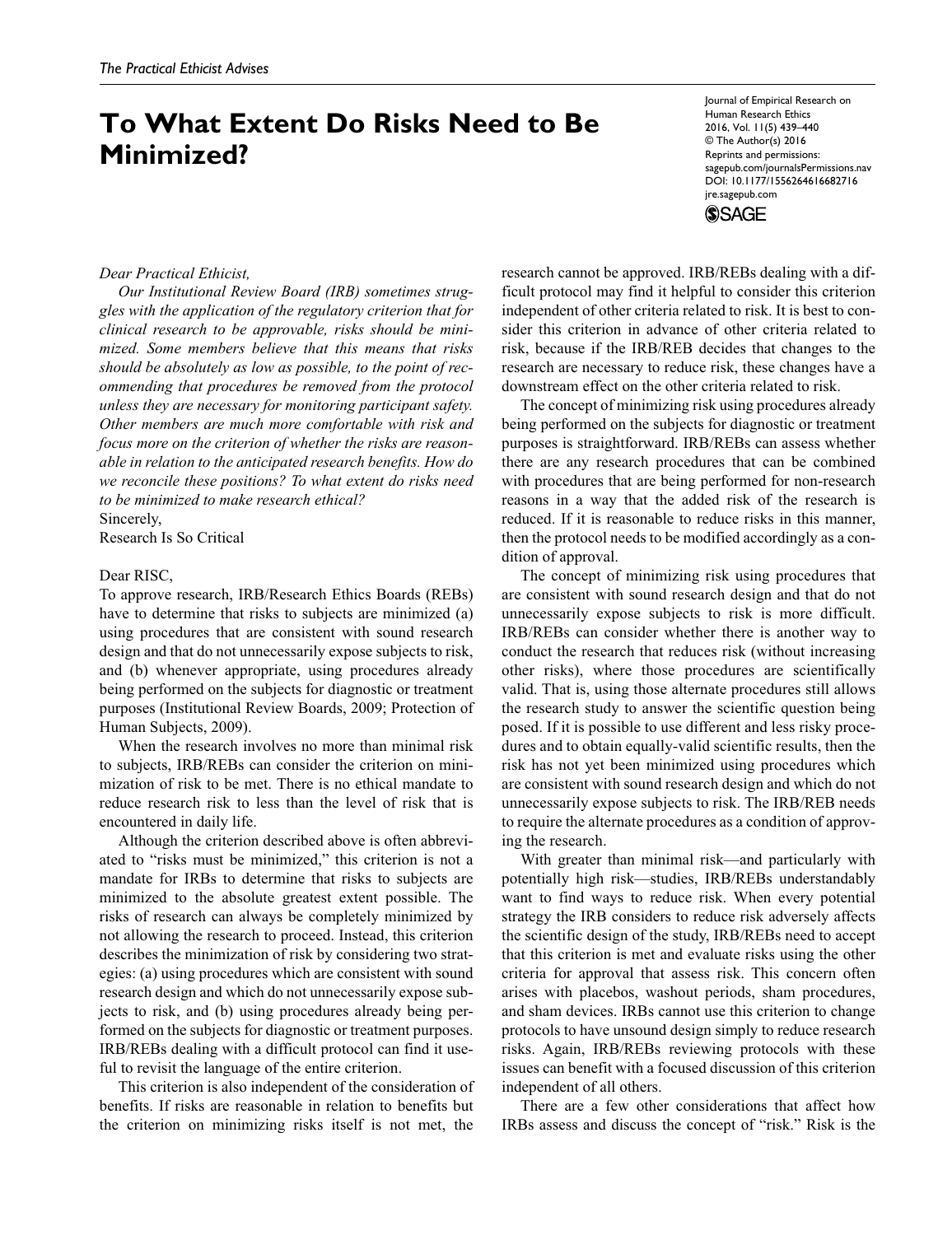# To What Extent Do Risks Need to Be Minimized?

*Dear Practical Ethicist,*

*Our Institutional Review Board (IRB) sometimes struggles with the application of the regulatory criterion that for clinical research to be approvable, risks should be minimized. Some members believe that this means that risks should be absolutely as low as possible, to the point of recommending that procedures be removed from the protocol unless they are necessary for monitoring participant safety. Other members are much more comfortable with risk and focus more on the criterion of whether the risks are reasonable in relation to the anticipated research benefits. How do we reconcile these positions? To what extent do risks need to be minimized to make research ethical?*

Sincerely,
Research Is So Critical

Dear RISC,

To approve research, IRB/Research Ethics Boards (REBs) have to determine that risks to subjects are minimized (a) using procedures that are consistent with sound research design and that do not unnecessarily expose subjects to risk, and (b) whenever appropriate, using procedures already being performed on the subjects for diagnostic or treatment purposes (Institutional Review Boards, 2009; Protection of Human Subjects, 2009).

When the research involves no more than minimal risk to subjects, IRB/REBs can consider the criterion on minimization of risk to be met. There is no ethical mandate to reduce research risk to less than the level of risk that is encountered in daily life.

Although the criterion described above is often abbreviated to "risks must be minimized," this criterion is not a mandate for IRBs to determine that risks to subjects are minimized to the absolute greatest extent possible. The risks of research can always be completely minimized by not allowing the research to proceed. Instead, this criterion describes the minimization of risk by considering two strategies: (a) using procedures which are consistent with sound research design and which do not unnecessarily expose subjects to risk, and (b) using procedures already being performed on the subjects for diagnostic or treatment purposes. IRB/REBs dealing with a difficult protocol can find it useful to revisit the language of the entire criterion.

This criterion is also independent of the consideration of benefits. If risks are reasonable in relation to benefits but the criterion on minimizing risks itself is not met, the research cannot be approved. IRB/REBs dealing with a difficult protocol may find it helpful to consider this criterion independent of other criteria related to risk. It is best to consider this criterion in advance of other criteria related to risk, because if the IRB/REB decides that changes to the research are necessary to reduce risk, these changes have a downstream effect on the other criteria related to risk.

The concept of minimizing risk using procedures already being performed on the subjects for diagnostic or treatment purposes is straightforward. IRB/REBs can assess whether there are any research procedures that can be combined with procedures that are being performed for non-research reasons in a way that the added risk of the research is reduced. If it is reasonable to reduce risks in this manner, then the protocol needs to be modified accordingly as a condition of approval.

The concept of minimizing risk using procedures that are consistent with sound research design and that do not unnecessarily expose subjects to risk is more difficult. IRB/REBs can consider whether there is another way to conduct the research that reduces risk (without increasing other risks), where those procedures are scientifically valid. That is, using those alternate procedures still allows the research study to answer the scientific question being posed. If it is possible to use different and less risky procedures and to obtain equally-valid scientific results, then the risk has not yet been minimized using procedures which are consistent with sound research design and which do not unnecessarily expose subjects to risk. The IRB/REB needs to require the alternate procedures as a condition of approving the research.

With greater than minimal risk—and particularly with potentially high risk—studies, IRB/REBs understandably want to find ways to reduce risk. When every potential strategy the IRB considers to reduce risk adversely affects the scientific design of the study, IRB/REBs need to accept that this criterion is met and evaluate risks using the other criteria for approval that assess risk. This concern often arises with placebos, washout periods, sham procedures, and sham devices. IRBs cannot use this criterion to change protocols to have unsound design simply to reduce research risks. Again, IRB/REBs reviewing protocols with these issues can benefit with a focused discussion of this criterion independent of all others.

There are a few other considerations that affect how IRBs assess and discuss the concept of "risk." Risk is the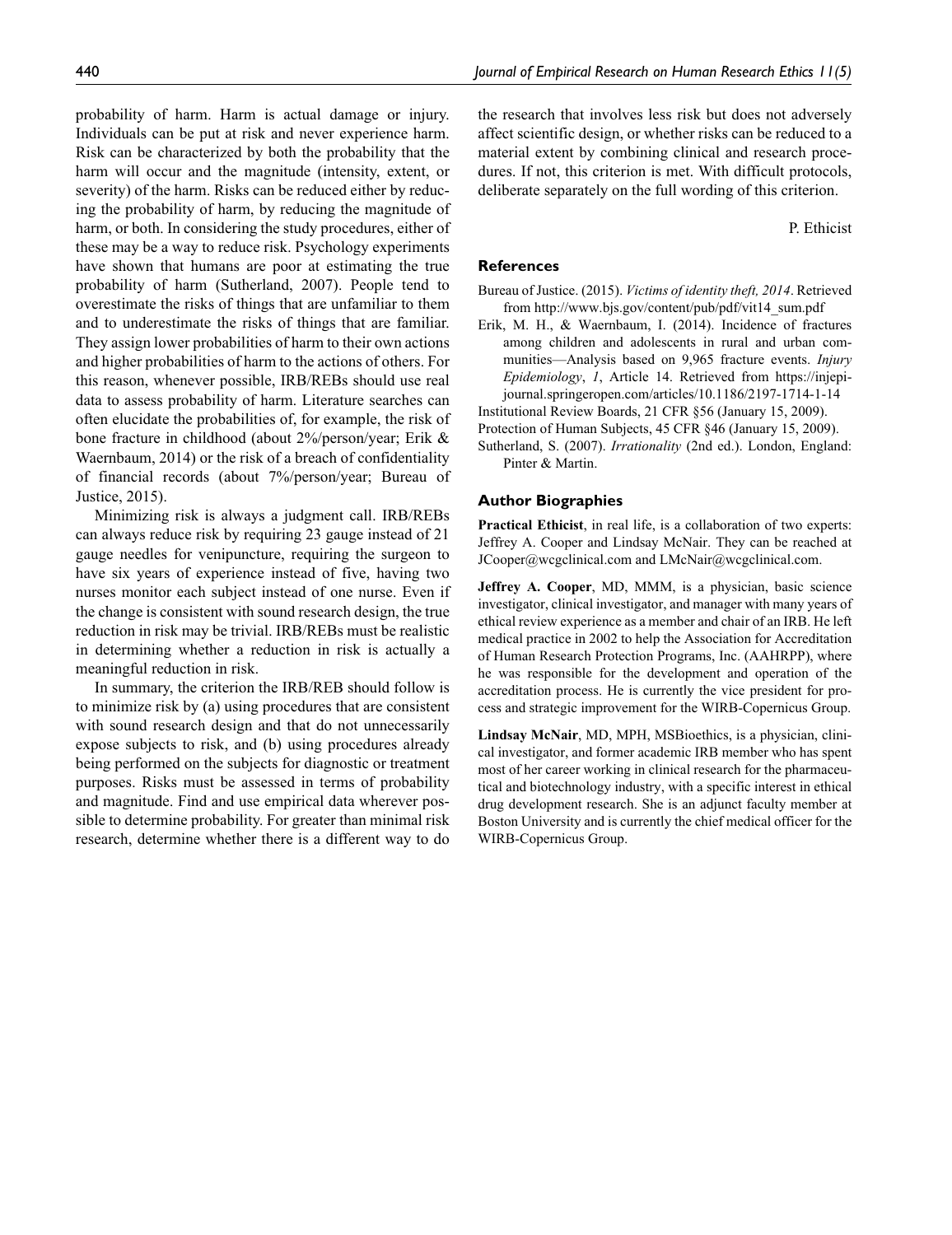probability of harm. Harm is actual damage or injury. Individuals can be put at risk and never experience harm. Risk can be characterized by both the probability that the harm will occur and the magnitude (intensity, extent, or severity) of the harm. Risks can be reduced either by reducing the probability of harm, by reducing the magnitude of harm, or both. In considering the study procedures, either of these may be a way to reduce risk. Psychology experiments have shown that humans are poor at estimating the true probability of harm (Sutherland, 2007). People tend to overestimate the risks of things that are unfamiliar to them and to underestimate the risks of things that are familiar. They assign lower probabilities of harm to their own actions and higher probabilities of harm to the actions of others. For this reason, whenever possible, IRB/REBs should use real data to assess probability of harm. Literature searches can often elucidate the probabilities of, for example, the risk of bone fracture in childhood (about 2%/person/year; Erik & Waernbaum, 2014) or the risk of a breach of confidentiality of financial records (about 7%/person/year; Bureau of Justice, 2015).

Minimizing risk is always a judgment call. IRB/REBs can always reduce risk by requiring 23 gauge instead of 21 gauge needles for venipuncture, requiring the surgeon to have six years of experience instead of five, having two nurses monitor each subject instead of one nurse. Even if the change is consistent with sound research design, the true reduction in risk may be trivial. IRB/REBs must be realistic in determining whether a reduction in risk is actually a meaningful reduction in risk.

In summary, the criterion the IRB/REB should follow is to minimize risk by (a) using procedures that are consistent with sound research design and that do not unnecessarily expose subjects to risk, and (b) using procedures already being performed on the subjects for diagnostic or treatment purposes. Risks must be assessed in terms of probability and magnitude. Find and use empirical data wherever possible to determine probability. For greater than minimal risk research, determine whether there is a different way to do the research that involves less risk but does not adversely affect scientific design, or whether risks can be reduced to a material extent by combining clinical and research procedures. If not, this criterion is met. With difficult protocols, deliberate separately on the full wording of this criterion.

P. Ethicist

## References

Bureau of Justice. (2015). *Victims of identity theft, 2014*. Retrieved from http://www.bjs.gov/content/pub/pdf/vit14_sum.pdf

Erik, M. H., & Waernbaum, I. (2014). Incidence of fractures among children and adolescents in rural and urban communities—Analysis based on 9,965 fracture events. *Injury Epidemiology*, *1*, Article 14. Retrieved from https://injepijournal.springeropen.com/articles/10.1186/2197-1714-1-14

Institutional Review Boards, 21 CFR §56 (January 15, 2009).

Protection of Human Subjects, 45 CFR §46 (January 15, 2009).

Sutherland, S. (2007). *Irrationality* (2nd ed.). London, England: Pinter & Martin.

## Author Biographies

**Practical Ethicist**, in real life, is a collaboration of two experts: Jeffrey A. Cooper and Lindsay McNair. They can be reached at JCooper@wcgclinical.com and LMcNair@wcgclinical.com.

**Jeffrey A. Cooper**, MD, MMM, is a physician, basic science investigator, clinical investigator, and manager with many years of ethical review experience as a member and chair of an IRB. He left medical practice in 2002 to help the Association for Accreditation of Human Research Protection Programs, Inc. (AAHRPP), where he was responsible for the development and operation of the accreditation process. He is currently the vice president for process and strategic improvement for the WIRB-Copernicus Group.

**Lindsay McNair**, MD, MPH, MSBioethics, is a physician, clinical investigator, and former academic IRB member who has spent most of her career working in clinical research for the pharmaceutical and biotechnology industry, with a specific interest in ethical drug development research. She is an adjunct faculty member at Boston University and is currently the chief medical officer for the WIRB-Copernicus Group.